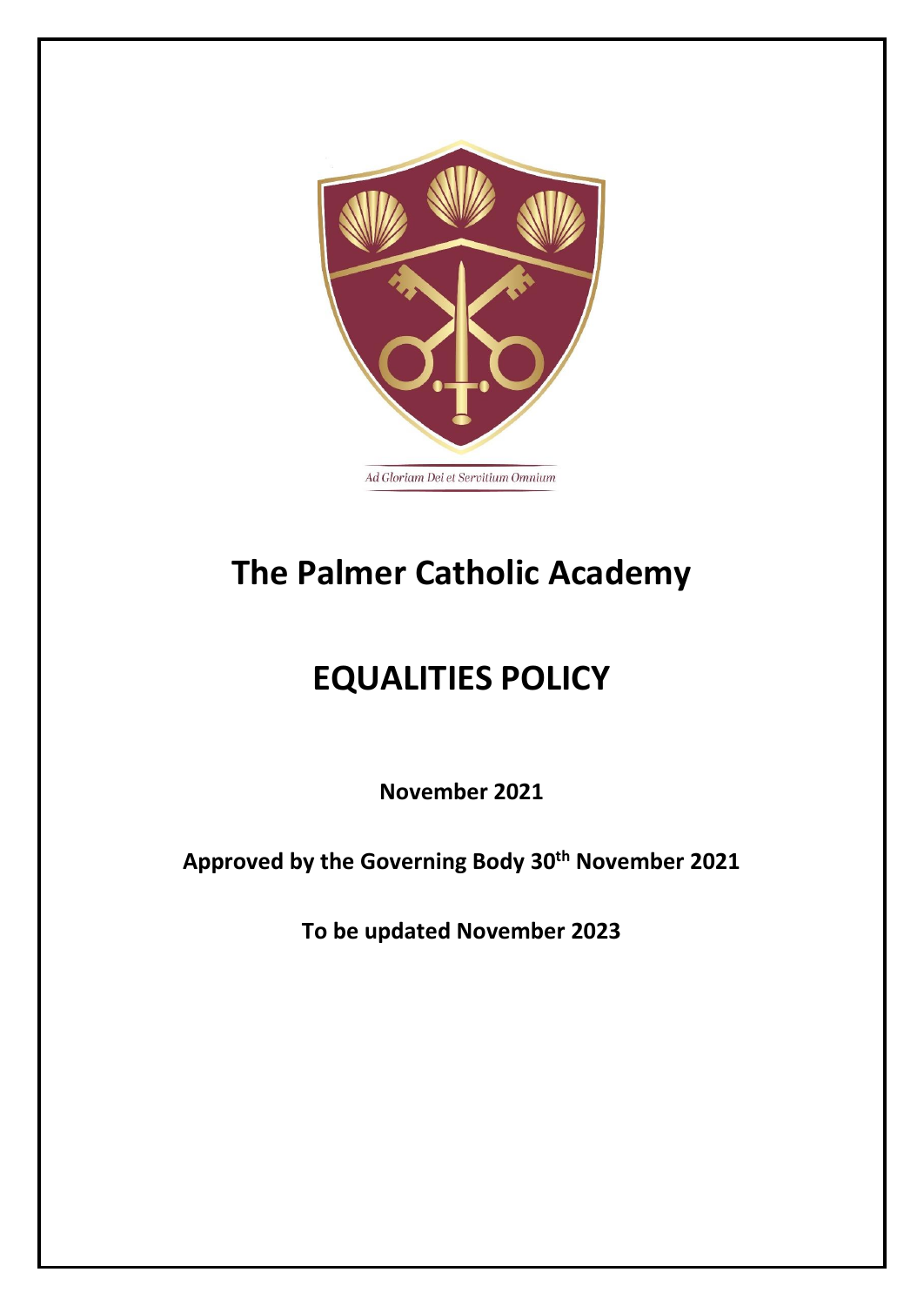Ad Gloriam Dei et Servitium Omnium

# The Palmer Catholic Academy

# EQUALITIES POLICY

**November 2021**

**Approved by the Governing Body 30th November 2021**

**To be updated November 2023**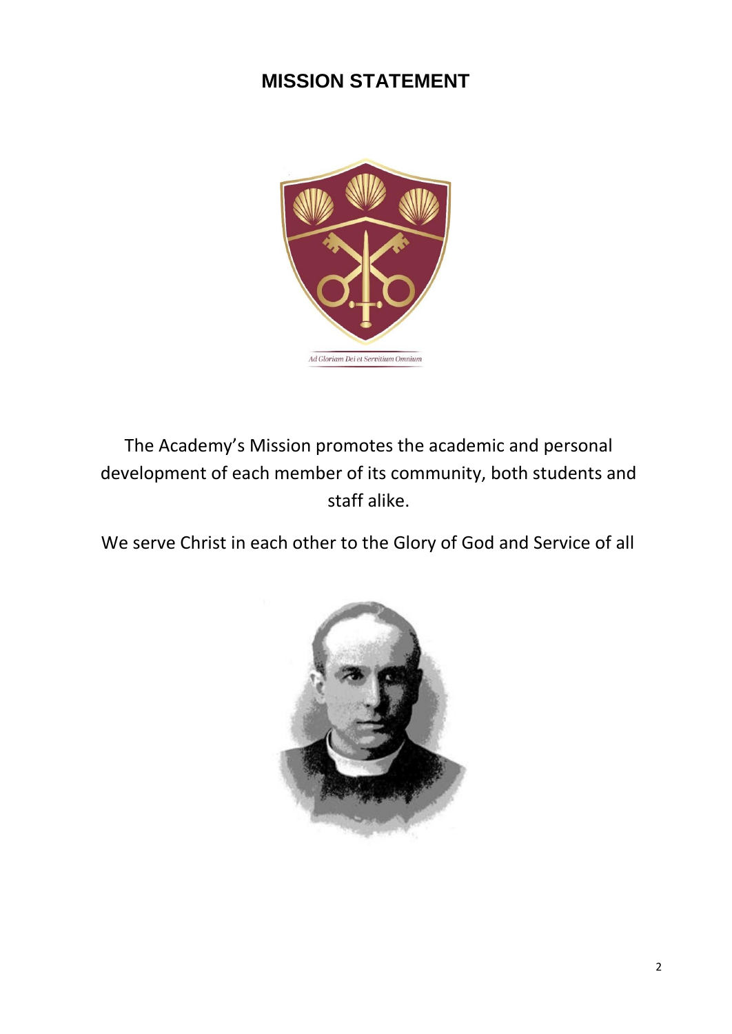# MISSION STATEMENT

*Ad Gloriam Dei et Servitium Omnium*

The Academy's Mission promotes the academic and personal development of each member of its community, both students and staff alike.

We serve Christ in each other to the Glory of God and Service of all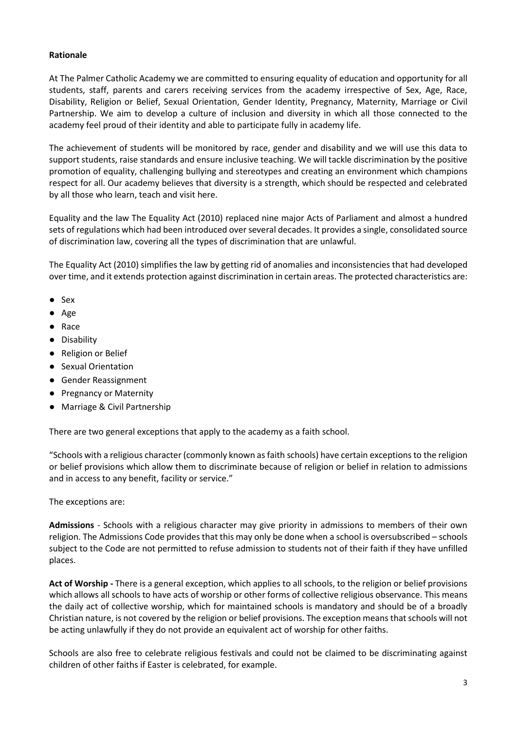**Rationale**

At The Palmer Catholic Academy we are committed to ensuring equality of education and opportunity for all students, staff, parents and carers receiving services from the academy irrespective of Sex, Age, Race, Disability, Religion or Belief, Sexual Orientation, Gender Identity, Pregnancy, Maternity, Marriage or Civil Partnership. We aim to develop a culture of inclusion and diversity in which all those connected to the academy feel proud of their identity and able to participate fully in academy life.

The achievement of students will be monitored by race, gender and disability and we will use this data to support students, raise standards and ensure inclusive teaching. We will tackle discrimination by the positive promotion of equality, challenging bullying and stereotypes and creating an environment which champions respect for all. Our academy believes that diversity is a strength, which should be respected and celebrated by all those who learn, teach and visit here.

Equality and the law The Equality Act (2010) replaced nine major Acts of Parliament and almost a hundred sets of regulations which had been introduced over several decades. It provides a single, consolidated source of discrimination law, covering all the types of discrimination that are unlawful.

The Equality Act (2010) simplifies the law by getting rid of anomalies and inconsistencies that had developed over time, and it extends protection against discrimination in certain areas. The protected characteristics are:

- Sex
- Age
- Race
- Disability
- Religion or Belief
- Sexual Orientation
- Gender Reassignment
- Pregnancy or Maternity
- Marriage & Civil Partnership

There are two general exceptions that apply to the academy as a faith school.

"Schools with a religious character (commonly known as faith schools) have certain exceptions to the religion or belief provisions which allow them to discriminate because of religion or belief in relation to admissions and in access to any benefit, facility or service."

The exceptions are:

**Admissions** - Schools with a religious character may give priority in admissions to members of their own religion. The Admissions Code provides that this may only be done when a school is oversubscribed – schools subject to the Code are not permitted to refuse admission to students not of their faith if they have unfilled places.

**Act of Worship -** There is a general exception, which applies to all schools, to the religion or belief provisions which allows all schools to have acts of worship or other forms of collective religious observance. This means the daily act of collective worship, which for maintained schools is mandatory and should be of a broadly Christian nature, is not covered by the religion or belief provisions. The exception means that schools will not be acting unlawfully if they do not provide an equivalent act of worship for other faiths.

Schools are also free to celebrate religious festivals and could not be claimed to be discriminating against children of other faiths if Easter is celebrated, for example.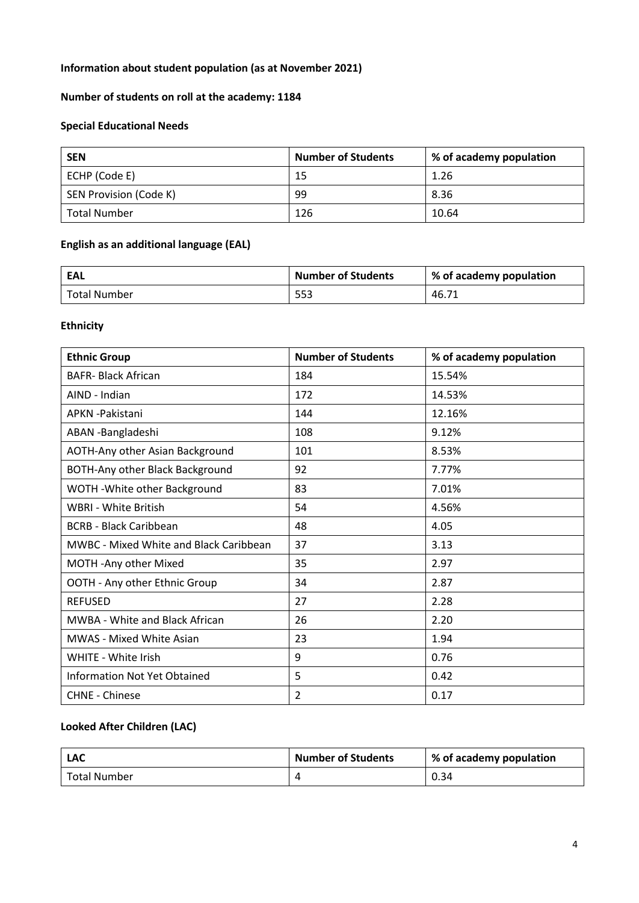**Information about student population (as at November 2021)**

**Number of students on roll at the academy: 1184**

**Special Educational Needs**

| SEN | Number of Students | % of academy population |
|---|---|---|
| ECHP (Code E) | 15 | 1.26 |
| SEN Provision (Code K) | 99 | 8.36 |
| Total Number | 126 | 10.64 |

**English as an additional language (EAL)**

| EAL | Number of Students | % of academy population |
|---|---|---|
| Total Number | 553 | 46.71 |

**Ethnicity**

| Ethnic Group | Number of Students | % of academy population |
|---|---|---|
| BAFR- Black African | 184 | 15.54% |
| AIND - Indian | 172 | 14.53% |
| APKN -Pakistani | 144 | 12.16% |
| ABAN -Bangladeshi | 108 | 9.12% |
| AOTH-Any other Asian Background | 101 | 8.53% |
| BOTH-Any other Black Background | 92 | 7.77% |
| WOTH -White other Background | 83 | 7.01% |
| WBRI - White British | 54 | 4.56% |
| BCRB - Black Caribbean | 48 | 4.05 |
| MWBC - Mixed White and Black Caribbean | 37 | 3.13 |
| MOTH -Any other Mixed | 35 | 2.97 |
| OOTH - Any other Ethnic Group | 34 | 2.87 |
| REFUSED | 27 | 2.28 |
| MWBA - White and Black African | 26 | 2.20 |
| MWAS - Mixed White Asian | 23 | 1.94 |
| WHITE - White Irish | 9 | 0.76 |
| Information Not Yet Obtained | 5 | 0.42 |
| CHNE - Chinese | 2 | 0.17 |

**Looked After Children (LAC)**

| LAC | Number of Students | % of academy population |
|---|---|---|
| Total Number | 4 | 0.34 |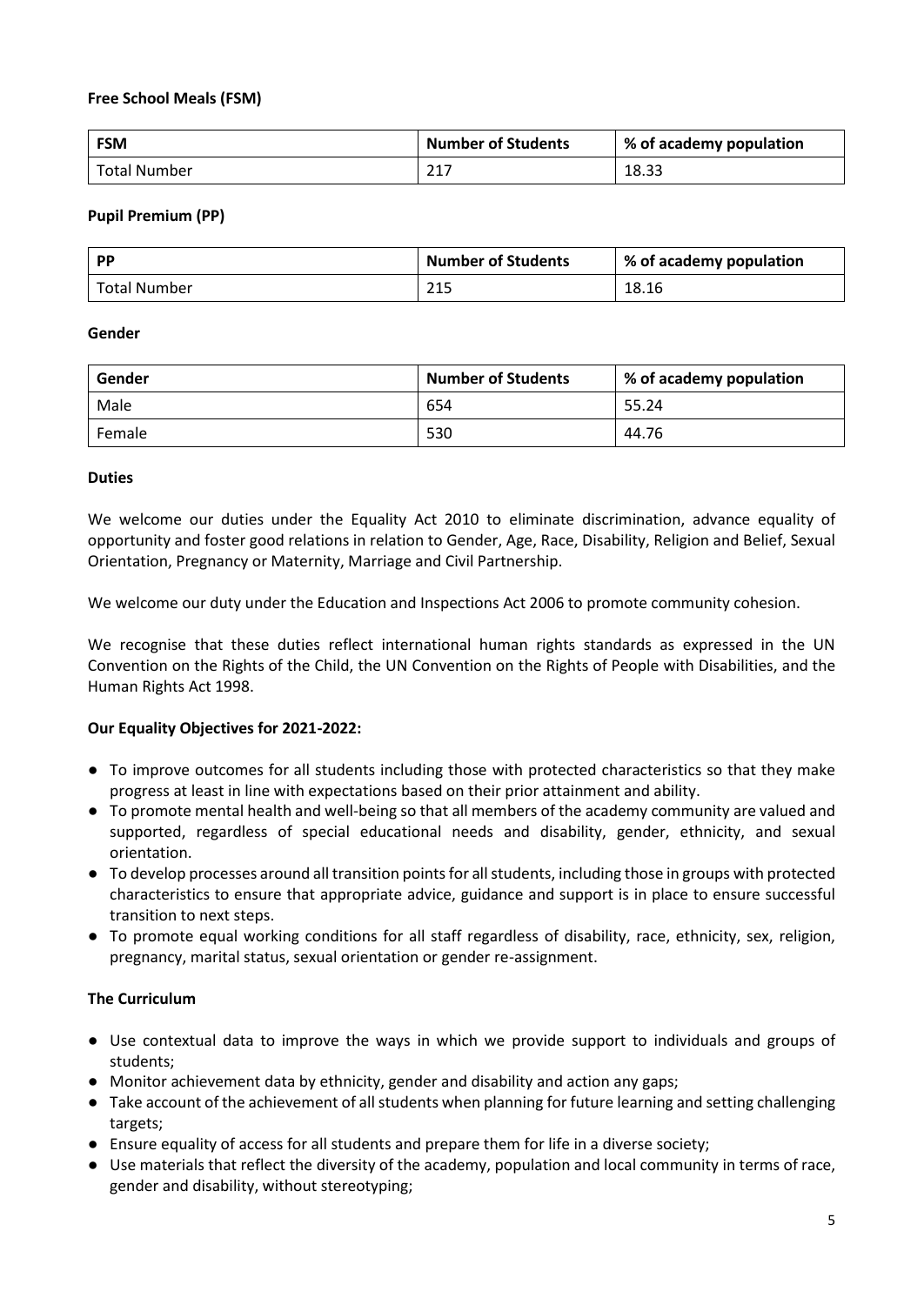**Free School Meals (FSM)**

| FSM | Number of Students | % of academy population |
| --- | --- | --- |
| Total Number | 217 | 18.33 |

**Pupil Premium (PP)**

| PP | Number of Students | % of academy population |
| --- | --- | --- |
| Total Number | 215 | 18.16 |

**Gender**

| Gender | Number of Students | % of academy population |
| --- | --- | --- |
| Male | 654 | 55.24 |
| Female | 530 | 44.76 |

**Duties**

We welcome our duties under the Equality Act 2010 to eliminate discrimination, advance equality of opportunity and foster good relations in relation to Gender, Age, Race, Disability, Religion and Belief, Sexual Orientation, Pregnancy or Maternity, Marriage and Civil Partnership.

We welcome our duty under the Education and Inspections Act 2006 to promote community cohesion.

We recognise that these duties reflect international human rights standards as expressed in the UN Convention on the Rights of the Child, the UN Convention on the Rights of People with Disabilities, and the Human Rights Act 1998.

**Our Equality Objectives for 2021-2022:**

- To improve outcomes for all students including those with protected characteristics so that they make progress at least in line with expectations based on their prior attainment and ability.
- To promote mental health and well-being so that all members of the academy community are valued and supported, regardless of special educational needs and disability, gender, ethnicity, and sexual orientation.
- To develop processes around all transition points for all students, including those in groups with protected characteristics to ensure that appropriate advice, guidance and support is in place to ensure successful transition to next steps.
- To promote equal working conditions for all staff regardless of disability, race, ethnicity, sex, religion, pregnancy, marital status, sexual orientation or gender re-assignment.

**The Curriculum**

- Use contextual data to improve the ways in which we provide support to individuals and groups of students;
- Monitor achievement data by ethnicity, gender and disability and action any gaps;
- Take account of the achievement of all students when planning for future learning and setting challenging targets;
- Ensure equality of access for all students and prepare them for life in a diverse society;
- Use materials that reflect the diversity of the academy, population and local community in terms of race, gender and disability, without stereotyping;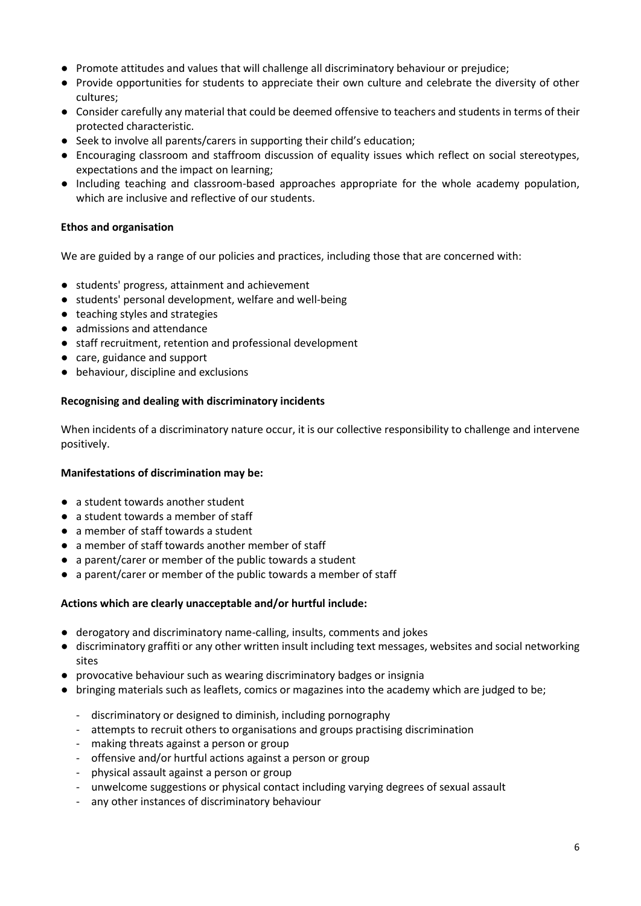- Promote attitudes and values that will challenge all discriminatory behaviour or prejudice;
- Provide opportunities for students to appreciate their own culture and celebrate the diversity of other cultures;
- Consider carefully any material that could be deemed offensive to teachers and students in terms of their protected characteristic.
- Seek to involve all parents/carers in supporting their child's education;
- Encouraging classroom and staffroom discussion of equality issues which reflect on social stereotypes, expectations and the impact on learning;
- Including teaching and classroom-based approaches appropriate for the whole academy population, which are inclusive and reflective of our students.

**Ethos and organisation**

We are guided by a range of our policies and practices, including those that are concerned with:

- students' progress, attainment and achievement
- students' personal development, welfare and well-being
- teaching styles and strategies
- admissions and attendance
- staff recruitment, retention and professional development
- care, guidance and support
- behaviour, discipline and exclusions

**Recognising and dealing with discriminatory incidents**

When incidents of a discriminatory nature occur, it is our collective responsibility to challenge and intervene positively.

**Manifestations of discrimination may be:**

- a student towards another student
- a student towards a member of staff
- a member of staff towards a student
- a member of staff towards another member of staff
- a parent/carer or member of the public towards a student
- a parent/carer or member of the public towards a member of staff

**Actions which are clearly unacceptable and/or hurtful include:**

- derogatory and discriminatory name-calling, insults, comments and jokes
- discriminatory graffiti or any other written insult including text messages, websites and social networking sites
- provocative behaviour such as wearing discriminatory badges or insignia
- bringing materials such as leaflets, comics or magazines into the academy which are judged to be;
  - discriminatory or designed to diminish, including pornography
  - attempts to recruit others to organisations and groups practising discrimination
  - making threats against a person or group
  - offensive and/or hurtful actions against a person or group
  - physical assault against a person or group
  - unwelcome suggestions or physical contact including varying degrees of sexual assault
  - any other instances of discriminatory behaviour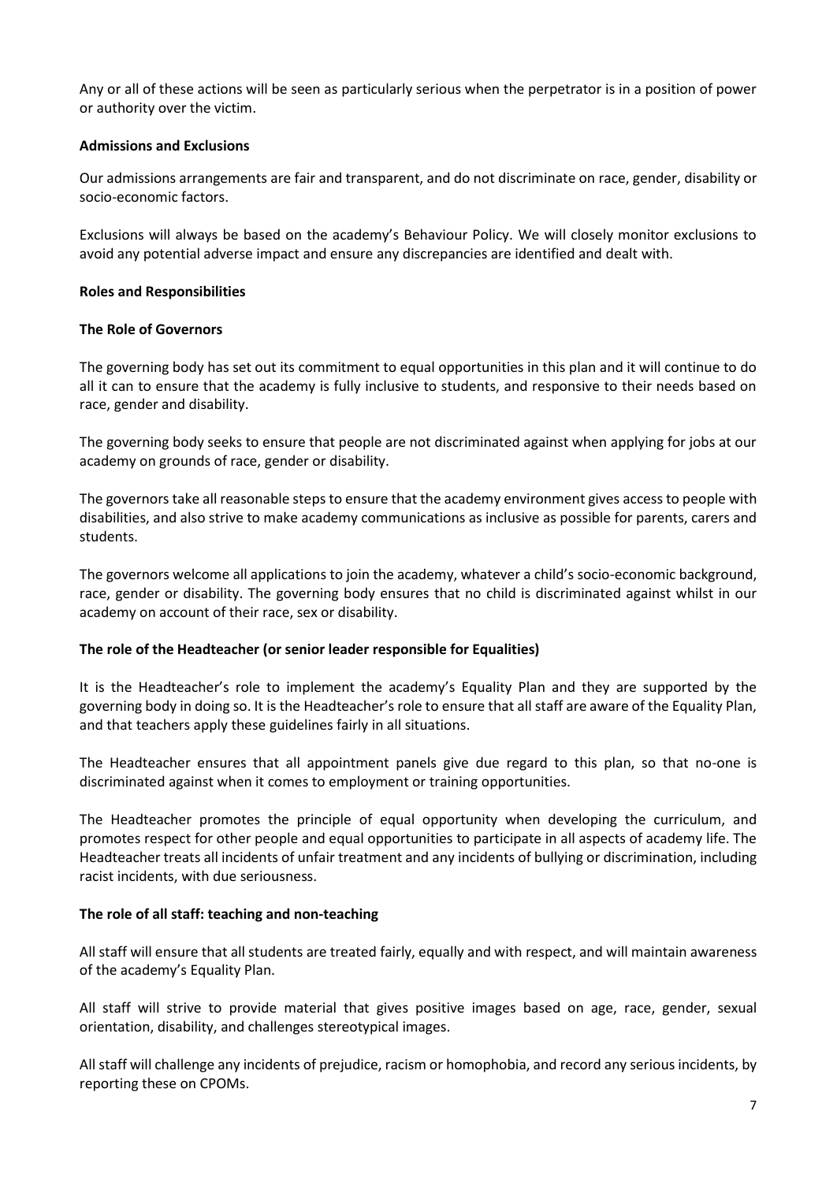Any or all of these actions will be seen as particularly serious when the perpetrator is in a position of power or authority over the victim.

**Admissions and Exclusions**

Our admissions arrangements are fair and transparent, and do not discriminate on race, gender, disability or socio-economic factors.

Exclusions will always be based on the academy's Behaviour Policy. We will closely monitor exclusions to avoid any potential adverse impact and ensure any discrepancies are identified and dealt with.

**Roles and Responsibilities**

**The Role of Governors**

The governing body has set out its commitment to equal opportunities in this plan and it will continue to do all it can to ensure that the academy is fully inclusive to students, and responsive to their needs based on race, gender and disability.

The governing body seeks to ensure that people are not discriminated against when applying for jobs at our academy on grounds of race, gender or disability.

The governors take all reasonable steps to ensure that the academy environment gives access to people with disabilities, and also strive to make academy communications as inclusive as possible for parents, carers and students.

The governors welcome all applications to join the academy, whatever a child's socio-economic background, race, gender or disability. The governing body ensures that no child is discriminated against whilst in our academy on account of their race, sex or disability.

**The role of the Headteacher (or senior leader responsible for Equalities)**

It is the Headteacher's role to implement the academy's Equality Plan and they are supported by the governing body in doing so. It is the Headteacher's role to ensure that all staff are aware of the Equality Plan, and that teachers apply these guidelines fairly in all situations.

The Headteacher ensures that all appointment panels give due regard to this plan, so that no-one is discriminated against when it comes to employment or training opportunities.

The Headteacher promotes the principle of equal opportunity when developing the curriculum, and promotes respect for other people and equal opportunities to participate in all aspects of academy life. The Headteacher treats all incidents of unfair treatment and any incidents of bullying or discrimination, including racist incidents, with due seriousness.

**The role of all staff: teaching and non-teaching**

All staff will ensure that all students are treated fairly, equally and with respect, and will maintain awareness of the academy's Equality Plan.

All staff will strive to provide material that gives positive images based on age, race, gender, sexual orientation, disability, and challenges stereotypical images.

All staff will challenge any incidents of prejudice, racism or homophobia, and record any serious incidents, by reporting these on CPOMs.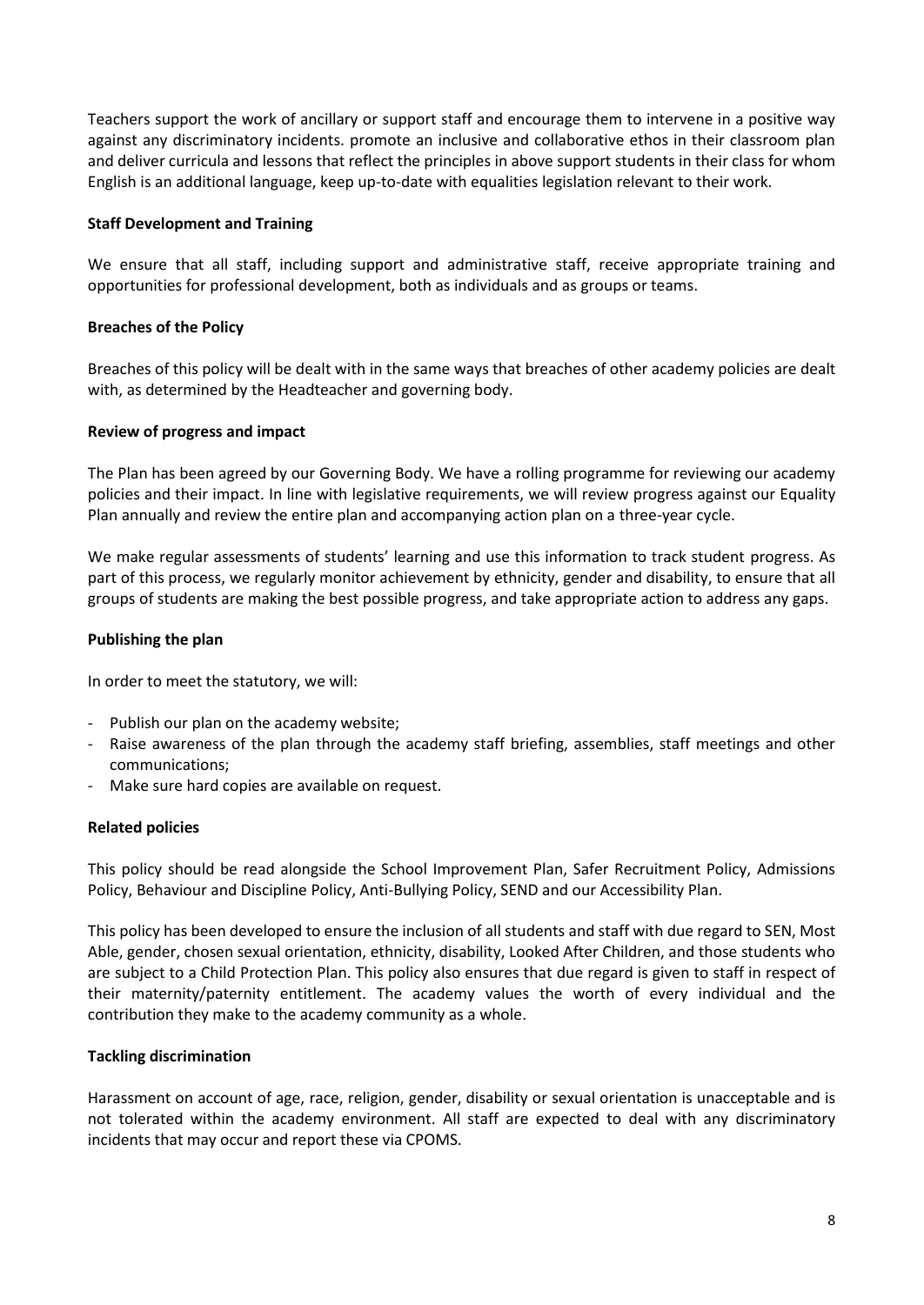Teachers support the work of ancillary or support staff and encourage them to intervene in a positive way against any discriminatory incidents. promote an inclusive and collaborative ethos in their classroom plan and deliver curricula and lessons that reflect the principles in above support students in their class for whom English is an additional language, keep up-to-date with equalities legislation relevant to their work.

**Staff Development and Training**

We ensure that all staff, including support and administrative staff, receive appropriate training and opportunities for professional development, both as individuals and as groups or teams.

**Breaches of the Policy**

Breaches of this policy will be dealt with in the same ways that breaches of other academy policies are dealt with, as determined by the Headteacher and governing body.

**Review of progress and impact**

The Plan has been agreed by our Governing Body. We have a rolling programme for reviewing our academy policies and their impact. In line with legislative requirements, we will review progress against our Equality Plan annually and review the entire plan and accompanying action plan on a three-year cycle.

We make regular assessments of students' learning and use this information to track student progress. As part of this process, we regularly monitor achievement by ethnicity, gender and disability, to ensure that all groups of students are making the best possible progress, and take appropriate action to address any gaps.

**Publishing the plan**

In order to meet the statutory, we will:

- Publish our plan on the academy website;
- Raise awareness of the plan through the academy staff briefing, assemblies, staff meetings and other communications;
- Make sure hard copies are available on request.

**Related policies**

This policy should be read alongside the School Improvement Plan, Safer Recruitment Policy, Admissions Policy, Behaviour and Discipline Policy, Anti-Bullying Policy, SEND and our Accessibility Plan.

This policy has been developed to ensure the inclusion of all students and staff with due regard to SEN, Most Able, gender, chosen sexual orientation, ethnicity, disability, Looked After Children, and those students who are subject to a Child Protection Plan. This policy also ensures that due regard is given to staff in respect of their maternity/paternity entitlement. The academy values the worth of every individual and the contribution they make to the academy community as a whole.

**Tackling discrimination**

Harassment on account of age, race, religion, gender, disability or sexual orientation is unacceptable and is not tolerated within the academy environment. All staff are expected to deal with any discriminatory incidents that may occur and report these via CPOMS.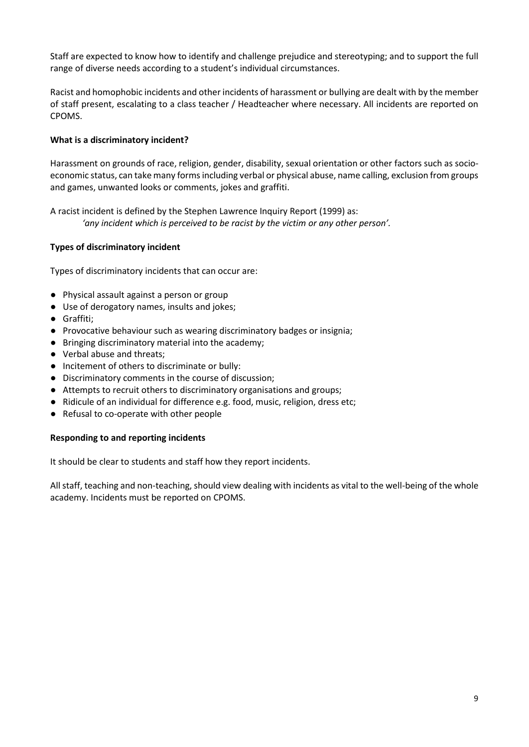Staff are expected to know how to identify and challenge prejudice and stereotyping; and to support the full range of diverse needs according to a student's individual circumstances.

Racist and homophobic incidents and other incidents of harassment or bullying are dealt with by the member of staff present, escalating to a class teacher / Headteacher where necessary. All incidents are reported on CPOMS.

**What is a discriminatory incident?**

Harassment on grounds of race, religion, gender, disability, sexual orientation or other factors such as socio-economic status, can take many forms including verbal or physical abuse, name calling, exclusion from groups and games, unwanted looks or comments, jokes and graffiti.

A racist incident is defined by the Stephen Lawrence Inquiry Report (1999) as:

*'any incident which is perceived to be racist by the victim or any other person'*.

**Types of discriminatory incident**

Types of discriminatory incidents that can occur are:

- Physical assault against a person or group
- Use of derogatory names, insults and jokes;
- Graffiti;
- Provocative behaviour such as wearing discriminatory badges or insignia;
- Bringing discriminatory material into the academy;
- Verbal abuse and threats;
- Incitement of others to discriminate or bully:
- Discriminatory comments in the course of discussion;
- Attempts to recruit others to discriminatory organisations and groups;
- Ridicule of an individual for difference e.g. food, music, religion, dress etc;
- Refusal to co-operate with other people

**Responding to and reporting incidents**

It should be clear to students and staff how they report incidents.

All staff, teaching and non-teaching, should view dealing with incidents as vital to the well-being of the whole academy. Incidents must be reported on CPOMS.